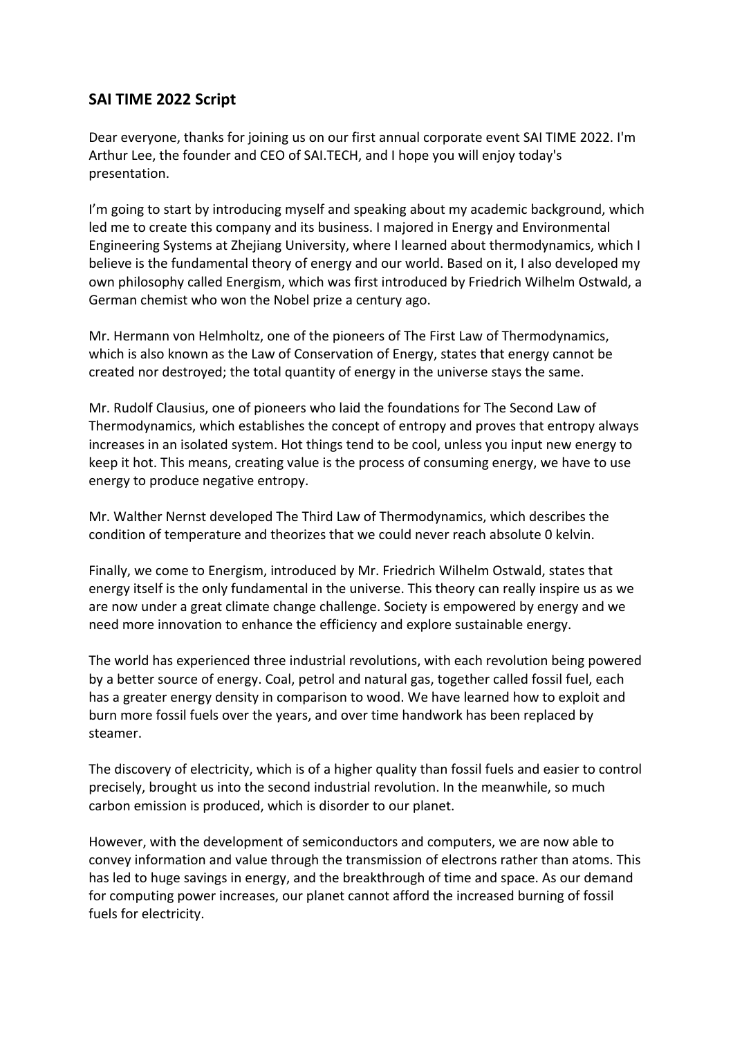## SAI TIME 2022 Script

Dear everyone, thanks for joining us on our first annual corporate event SAI TIME 2022. I'm Arthur Lee, the founder and CEO of SAI.TECH, and I hope you will enjoy today's presentation.

I'm going to start by introducing myself and speaking about my academic background, which led me to create this company and its business. I majored in Energy and Environmental Engineering Systems at Zhejiang University, where I learned about thermodynamics, which I believe is the fundamental theory of energy and our world. Based on it, I also developed my own philosophy called Energism, which was first introduced by Friedrich Wilhelm Ostwald, a German chemist who won the Nobel prize a century ago.

Mr. Hermann von Helmholtz, one of the pioneers of The First Law of Thermodynamics, which is also known as the Law of Conservation of Energy, states that energy cannot be created nor destroyed; the total quantity of energy in the universe stays the same.

Mr. Rudolf Clausius, one of pioneers who laid the foundations for The Second Law of Thermodynamics, which establishes the concept of entropy and proves that entropy always increases in an isolated system. Hot things tend to be cool, unless you input new energy to keep it hot. This means, creating value is the process of consuming energy, we have to use energy to produce negative entropy.

Mr. Walther Nernst developed The Third Law of Thermodynamics, which describes the condition of temperature and theorizes that we could never reach absolute 0 kelvin.

Finally, we come to Energism, introduced by Mr. Friedrich Wilhelm Ostwald, states that energy itself is the only fundamental in the universe. This theory can really inspire us as we are now under a great climate change challenge. Society is empowered by energy and we need more innovation to enhance the efficiency and explore sustainable energy.

The world has experienced three industrial revolutions, with each revolution being powered by a better source of energy. Coal, petrol and natural gas, together called fossil fuel, each has a greater energy density in comparison to wood. We have learned how to exploit and burn more fossil fuels over the years, and over time handwork has been replaced by steamer.

The discovery of electricity, which is of a higher quality than fossil fuels and easier to control precisely, brought us into the second industrial revolution. In the meanwhile, so much carbon emission is produced, which is disorder to our planet.

However, with the development of semiconductors and computers, we are now able to convey information and value through the transmission of electrons rather than atoms. This has led to huge savings in energy, and the breakthrough of time and space. As our demand for computing power increases, our planet cannot afford the increased burning of fossil fuels for electricity.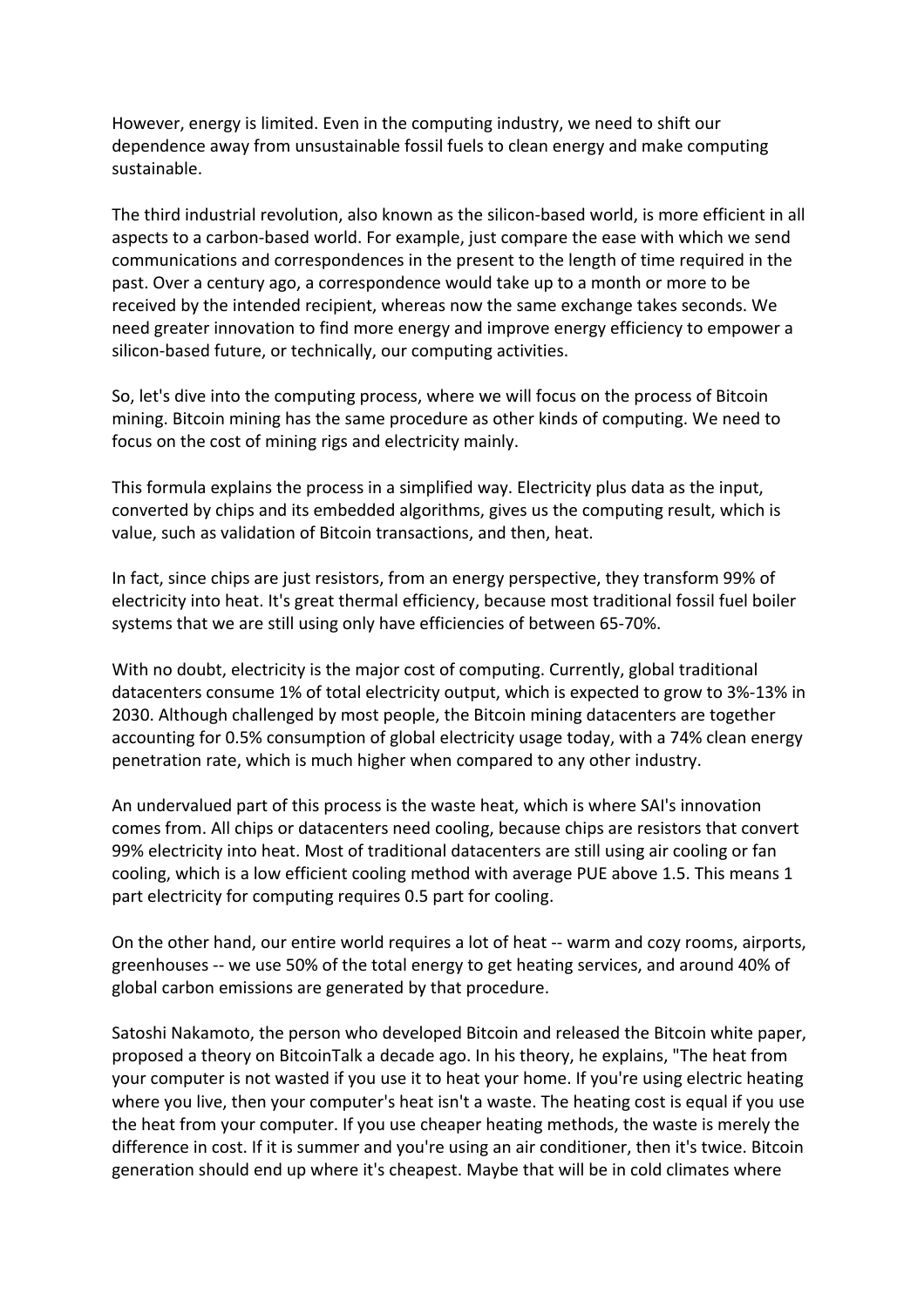However, energy is limited. Even in the computing industry, we need to shift our dependence away from unsustainable fossil fuels to clean energy and make computing sustainable.

The third industrial revolution, also known as the silicon-based world, is more efficient in all aspects to a carbon-based world. For example, just compare the ease with which we send communications and correspondences in the present to the length of time required in the past. Over a century ago, a correspondence would take up to a month or more to be received by the intended recipient, whereas now the same exchange takes seconds. We need greater innovation to find more energy and improve energy efficiency to empower a silicon-based future, or technically, our computing activities.

So, let's dive into the computing process, where we will focus on the process of Bitcoin mining. Bitcoin mining has the same procedure as other kinds of computing. We need to focus on the cost of mining rigs and electricity mainly.

This formula explains the process in a simplified way. Electricity plus data as the input, converted by chips and its embedded algorithms, gives us the computing result, which is value, such as validation of Bitcoin transactions, and then, heat.

In fact, since chips are just resistors, from an energy perspective, they transform 99% of electricity into heat. It's great thermal efficiency, because most traditional fossil fuel boiler systems that we are still using only have efficiencies of between 65-70%.

With no doubt, electricity is the major cost of computing. Currently, global traditional datacenters consume 1% of total electricity output, which is expected to grow to 3%-13% in 2030. Although challenged by most people, the Bitcoin mining datacenters are together accounting for 0.5% consumption of global electricity usage today, with a 74% clean energy penetration rate, which is much higher when compared to any other industry.

An undervalued part of this process is the waste heat, which is where SAI's innovation comes from. All chips or datacenters need cooling, because chips are resistors that convert 99% electricity into heat. Most of traditional datacenters are still using air cooling or fan cooling, which is a low efficient cooling method with average PUE above 1.5. This means 1 part electricity for computing requires 0.5 part for cooling.

On the other hand, our entire world requires a lot of heat -- warm and cozy rooms, airports, greenhouses -- we use 50% of the total energy to get heating services, and around 40% of global carbon emissions are generated by that procedure.

Satoshi Nakamoto, the person who developed Bitcoin and released the Bitcoin white paper, proposed a theory on BitcoinTalk a decade ago. In his theory, he explains, "The heat from your computer is not wasted if you use it to heat your home. If you're using electric heating where you live, then your computer's heat isn't a waste. The heating cost is equal if you use the heat from your computer. If you use cheaper heating methods, the waste is merely the difference in cost. If it is summer and you're using an air conditioner, then it's twice. Bitcoin generation should end up where it's cheapest. Maybe that will be in cold climates where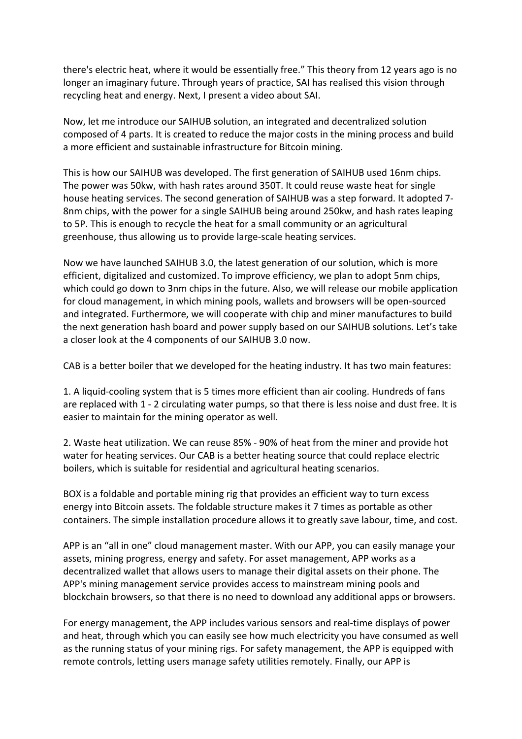there's electric heat, where it would be essentially free." This theory from 12 years ago is no longer an imaginary future. Through years of practice, SAI has realised this vision through recycling heat and energy. Next, I present a video about SAI.

Now, let me introduce our SAIHUB solution, an integrated and decentralized solution composed of 4 parts. It is created to reduce the major costs in the mining process and build a more efficient and sustainable infrastructure for Bitcoin mining.

This is how our SAIHUB was developed. The first generation of SAIHUB used 16nm chips. The power was 50kw, with hash rates around 350T. It could reuse waste heat for single house heating services. The second generation of SAIHUB was a step forward. It adopted 7-8nm chips, with the power for a single SAIHUB being around 250kw, and hash rates leaping to 5P. This is enough to recycle the heat for a small community or an agricultural greenhouse, thus allowing us to provide large-scale heating services.

Now we have launched SAIHUB 3.0, the latest generation of our solution, which is more efficient, digitalized and customized. To improve efficiency, we plan to adopt 5nm chips, which could go down to 3nm chips in the future. Also, we will release our mobile application for cloud management, in which mining pools, wallets and browsers will be open-sourced and integrated. Furthermore, we will cooperate with chip and miner manufactures to build the next generation hash board and power supply based on our SAIHUB solutions. Let's take a closer look at the 4 components of our SAIHUB 3.0 now.

CAB is a better boiler that we developed for the heating industry. It has two main features:

1. A liquid-cooling system that is 5 times more efficient than air cooling. Hundreds of fans are replaced with 1 - 2 circulating water pumps, so that there is less noise and dust free. It is easier to maintain for the mining operator as well.

2. Waste heat utilization. We can reuse 85% - 90% of heat from the miner and provide hot water for heating services. Our CAB is a better heating source that could replace electric boilers, which is suitable for residential and agricultural heating scenarios.

BOX is a foldable and portable mining rig that provides an efficient way to turn excess energy into Bitcoin assets. The foldable structure makes it 7 times as portable as other containers. The simple installation procedure allows it to greatly save labour, time, and cost.

APP is an "all in one" cloud management master. With our APP, you can easily manage your assets, mining progress, energy and safety. For asset management, APP works as a decentralized wallet that allows users to manage their digital assets on their phone. The APP's mining management service provides access to mainstream mining pools and blockchain browsers, so that there is no need to download any additional apps or browsers.

For energy management, the APP includes various sensors and real-time displays of power and heat, through which you can easily see how much electricity you have consumed as well as the running status of your mining rigs. For safety management, the APP is equipped with remote controls, letting users manage safety utilities remotely. Finally, our APP is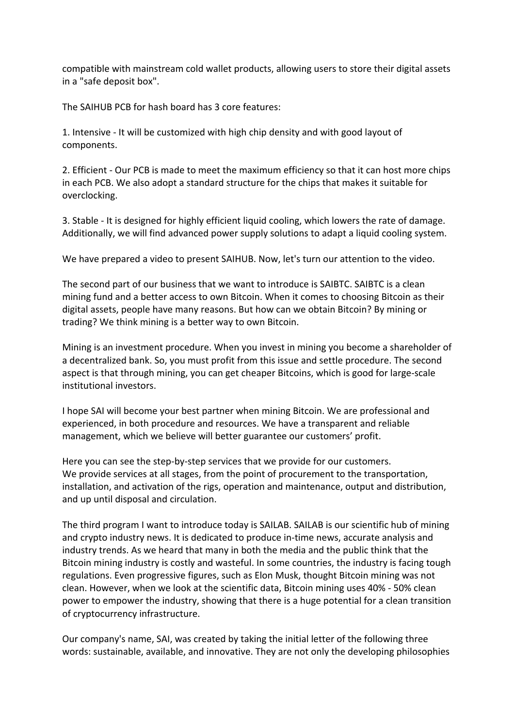compatible with mainstream cold wallet products, allowing users to store their digital assets in a "safe deposit box".

The SAIHUB PCB for hash board has 3 core features:

1. Intensive - It will be customized with high chip density and with good layout of components.

2. Efficient - Our PCB is made to meet the maximum efficiency so that it can host more chips in each PCB. We also adopt a standard structure for the chips that makes it suitable for overclocking.

3. Stable - It is designed for highly efficient liquid cooling, which lowers the rate of damage. Additionally, we will find advanced power supply solutions to adapt a liquid cooling system.

We have prepared a video to present SAIHUB. Now, let's turn our attention to the video.

The second part of our business that we want to introduce is SAIBTC. SAIBTC is a clean mining fund and a better access to own Bitcoin. When it comes to choosing Bitcoin as their digital assets, people have many reasons. But how can we obtain Bitcoin? By mining or trading? We think mining is a better way to own Bitcoin.

Mining is an investment procedure. When you invest in mining you become a shareholder of a decentralized bank. So, you must profit from this issue and settle procedure. The second aspect is that through mining, you can get cheaper Bitcoins, which is good for large-scale institutional investors.

I hope SAI will become your best partner when mining Bitcoin. We are professional and experienced, in both procedure and resources. We have a transparent and reliable management, which we believe will better guarantee our customers' profit.

Here you can see the step-by-step services that we provide for our customers.
We provide services at all stages, from the point of procurement to the transportation, installation, and activation of the rigs, operation and maintenance, output and distribution, and up until disposal and circulation.

The third program I want to introduce today is SAILAB. SAILAB is our scientific hub of mining and crypto industry news. It is dedicated to produce in-time news, accurate analysis and industry trends. As we heard that many in both the media and the public think that the Bitcoin mining industry is costly and wasteful. In some countries, the industry is facing tough regulations. Even progressive figures, such as Elon Musk, thought Bitcoin mining was not clean. However, when we look at the scientific data, Bitcoin mining uses 40% - 50% clean power to empower the industry, showing that there is a huge potential for a clean transition of cryptocurrency infrastructure.

Our company's name, SAI, was created by taking the initial letter of the following three words: sustainable, available, and innovative. They are not only the developing philosophies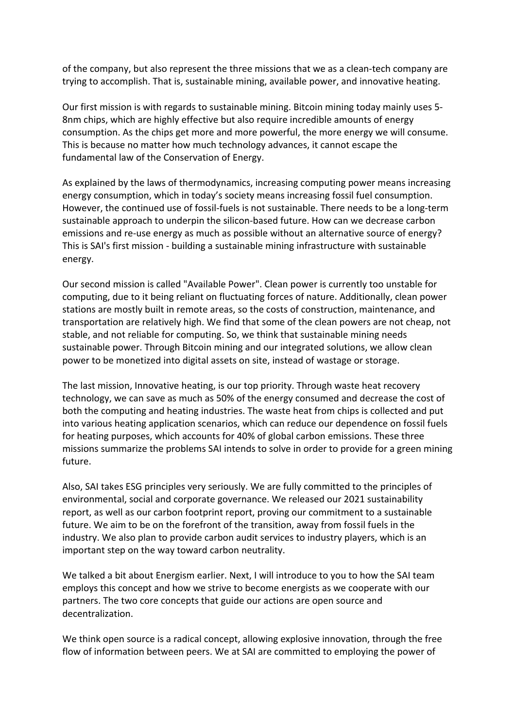of the company, but also represent the three missions that we as a clean-tech company are trying to accomplish. That is, sustainable mining, available power, and innovative heating.

Our first mission is with regards to sustainable mining. Bitcoin mining today mainly uses 5-8nm chips, which are highly effective but also require incredible amounts of energy consumption. As the chips get more and more powerful, the more energy we will consume. This is because no matter how much technology advances, it cannot escape the fundamental law of the Conservation of Energy.

As explained by the laws of thermodynamics, increasing computing power means increasing energy consumption, which in today's society means increasing fossil fuel consumption. However, the continued use of fossil-fuels is not sustainable. There needs to be a long-term sustainable approach to underpin the silicon-based future. How can we decrease carbon emissions and re-use energy as much as possible without an alternative source of energy? This is SAI's first mission - building a sustainable mining infrastructure with sustainable energy.

Our second mission is called "Available Power". Clean power is currently too unstable for computing, due to it being reliant on fluctuating forces of nature. Additionally, clean power stations are mostly built in remote areas, so the costs of construction, maintenance, and transportation are relatively high. We find that some of the clean powers are not cheap, not stable, and not reliable for computing. So, we think that sustainable mining needs sustainable power. Through Bitcoin mining and our integrated solutions, we allow clean power to be monetized into digital assets on site, instead of wastage or storage.

The last mission, Innovative heating, is our top priority. Through waste heat recovery technology, we can save as much as 50% of the energy consumed and decrease the cost of both the computing and heating industries. The waste heat from chips is collected and put into various heating application scenarios, which can reduce our dependence on fossil fuels for heating purposes, which accounts for 40% of global carbon emissions. These three missions summarize the problems SAI intends to solve in order to provide for a green mining future.

Also, SAI takes ESG principles very seriously. We are fully committed to the principles of environmental, social and corporate governance. We released our 2021 sustainability report, as well as our carbon footprint report, proving our commitment to a sustainable future. We aim to be on the forefront of the transition, away from fossil fuels in the industry. We also plan to provide carbon audit services to industry players, which is an important step on the way toward carbon neutrality.

We talked a bit about Energism earlier. Next, I will introduce to you to how the SAI team employs this concept and how we strive to become energists as we cooperate with our partners. The two core concepts that guide our actions are open source and decentralization.

We think open source is a radical concept, allowing explosive innovation, through the free flow of information between peers. We at SAI are committed to employing the power of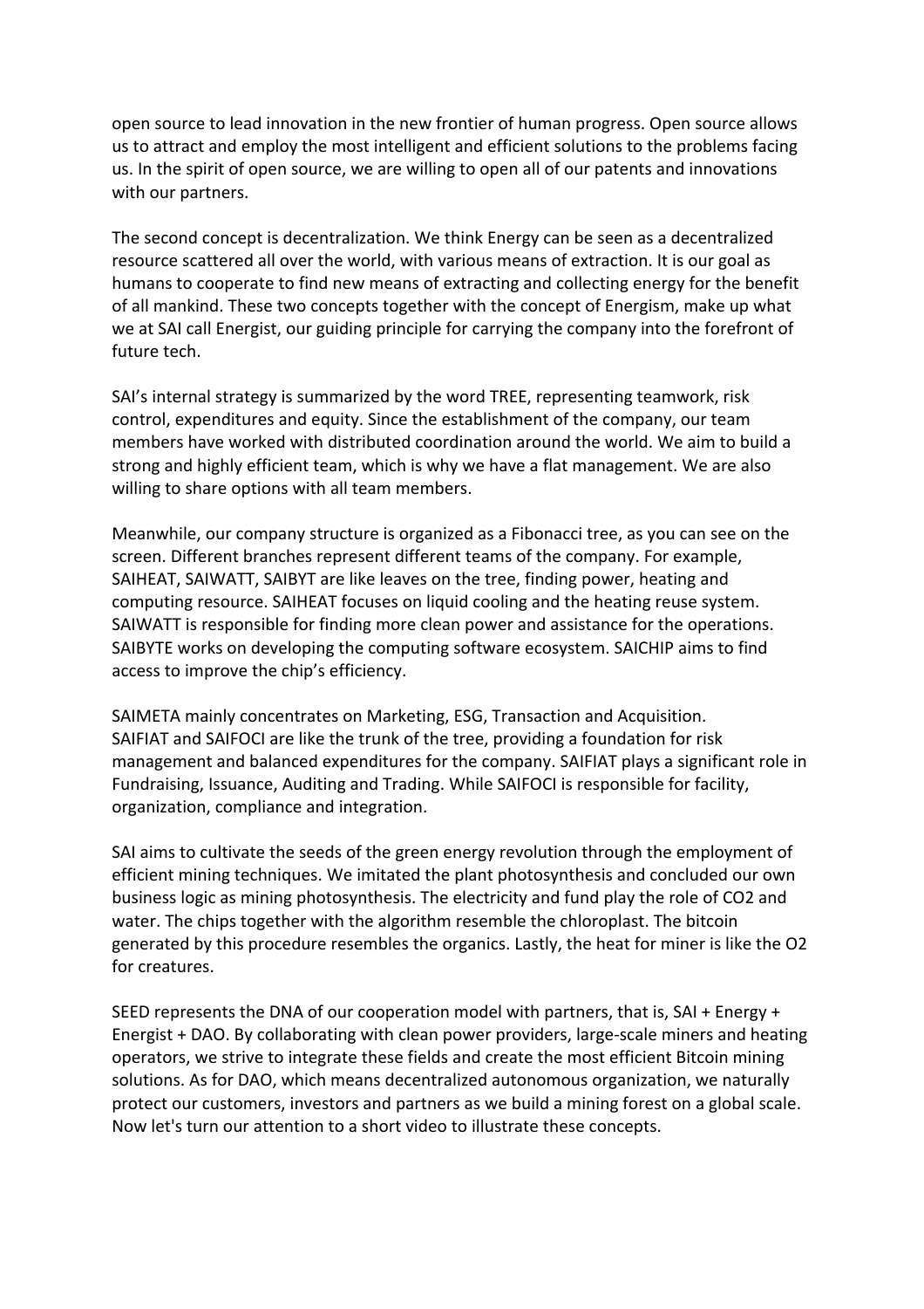open source to lead innovation in the new frontier of human progress. Open source allows us to attract and employ the most intelligent and efficient solutions to the problems facing us. In the spirit of open source, we are willing to open all of our patents and innovations with our partners.

The second concept is decentralization. We think Energy can be seen as a decentralized resource scattered all over the world, with various means of extraction. It is our goal as humans to cooperate to find new means of extracting and collecting energy for the benefit of all mankind. These two concepts together with the concept of Energism, make up what we at SAI call Energist, our guiding principle for carrying the company into the forefront of future tech.

SAI's internal strategy is summarized by the word TREE, representing teamwork, risk control, expenditures and equity. Since the establishment of the company, our team members have worked with distributed coordination around the world. We aim to build a strong and highly efficient team, which is why we have a flat management. We are also willing to share options with all team members.

Meanwhile, our company structure is organized as a Fibonacci tree, as you can see on the screen. Different branches represent different teams of the company. For example, SAIHEAT, SAIWATT, SAIBYT are like leaves on the tree, finding power, heating and computing resource. SAIHEAT focuses on liquid cooling and the heating reuse system. SAIWATT is responsible for finding more clean power and assistance for the operations. SAIBYTE works on developing the computing software ecosystem. SAICHIP aims to find access to improve the chip's efficiency.

SAIMETA mainly concentrates on Marketing, ESG, Transaction and Acquisition. SAIFIAT and SAIFOCI are like the trunk of the tree, providing a foundation for risk management and balanced expenditures for the company. SAIFIAT plays a significant role in Fundraising, Issuance, Auditing and Trading. While SAIFOCI is responsible for facility, organization, compliance and integration.

SAI aims to cultivate the seeds of the green energy revolution through the employment of efficient mining techniques. We imitated the plant photosynthesis and concluded our own business logic as mining photosynthesis. The electricity and fund play the role of $CO_2$ and water. The chips together with the algorithm resemble the chloroplast. The bitcoin generated by this procedure resembles the organics. Lastly, the heat for miner is like the $O_2$ for creatures.

SEED represents the DNA of our cooperation model with partners, that is, SAI + Energy + Energist + DAO. By collaborating with clean power providers, large-scale miners and heating operators, we strive to integrate these fields and create the most efficient Bitcoin mining solutions. As for DAO, which means decentralized autonomous organization, we naturally protect our customers, investors and partners as we build a mining forest on a global scale. Now let's turn our attention to a short video to illustrate these concepts.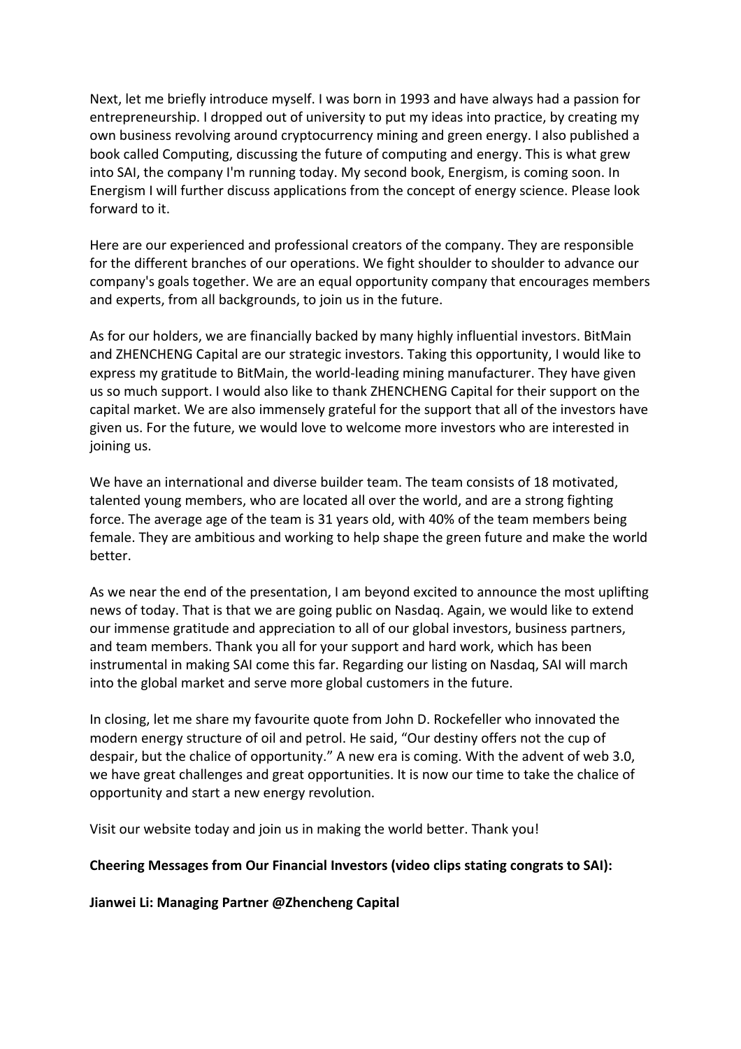Next, let me briefly introduce myself. I was born in 1993 and have always had a passion for entrepreneurship. I dropped out of university to put my ideas into practice, by creating my own business revolving around cryptocurrency mining and green energy. I also published a book called Computing, discussing the future of computing and energy. This is what grew into SAI, the company I'm running today. My second book, Energism, is coming soon. In Energism I will further discuss applications from the concept of energy science. Please look forward to it.

Here are our experienced and professional creators of the company. They are responsible for the different branches of our operations. We fight shoulder to shoulder to advance our company's goals together. We are an equal opportunity company that encourages members and experts, from all backgrounds, to join us in the future.

As for our holders, we are financially backed by many highly influential investors. BitMain and ZHENCHENG Capital are our strategic investors. Taking this opportunity, I would like to express my gratitude to BitMain, the world-leading mining manufacturer. They have given us so much support. I would also like to thank ZHENCHENG Capital for their support on the capital market. We are also immensely grateful for the support that all of the investors have given us. For the future, we would love to welcome more investors who are interested in joining us.

We have an international and diverse builder team. The team consists of 18 motivated, talented young members, who are located all over the world, and are a strong fighting force. The average age of the team is 31 years old, with 40% of the team members being female. They are ambitious and working to help shape the green future and make the world better.

As we near the end of the presentation, I am beyond excited to announce the most uplifting news of today. That is that we are going public on Nasdaq. Again, we would like to extend our immense gratitude and appreciation to all of our global investors, business partners, and team members. Thank you all for your support and hard work, which has been instrumental in making SAI come this far. Regarding our listing on Nasdaq, SAI will march into the global market and serve more global customers in the future.

In closing, let me share my favourite quote from John D. Rockefeller who innovated the modern energy structure of oil and petrol. He said, "Our destiny offers not the cup of despair, but the chalice of opportunity." A new era is coming. With the advent of web 3.0, we have great challenges and great opportunities. It is now our time to take the chalice of opportunity and start a new energy revolution.

Visit our website today and join us in making the world better. Thank you!

**Cheering Messages from Our Financial Investors (video clips stating congrats to SAI):**

**Jianwei Li: Managing Partner @Zhencheng Capital**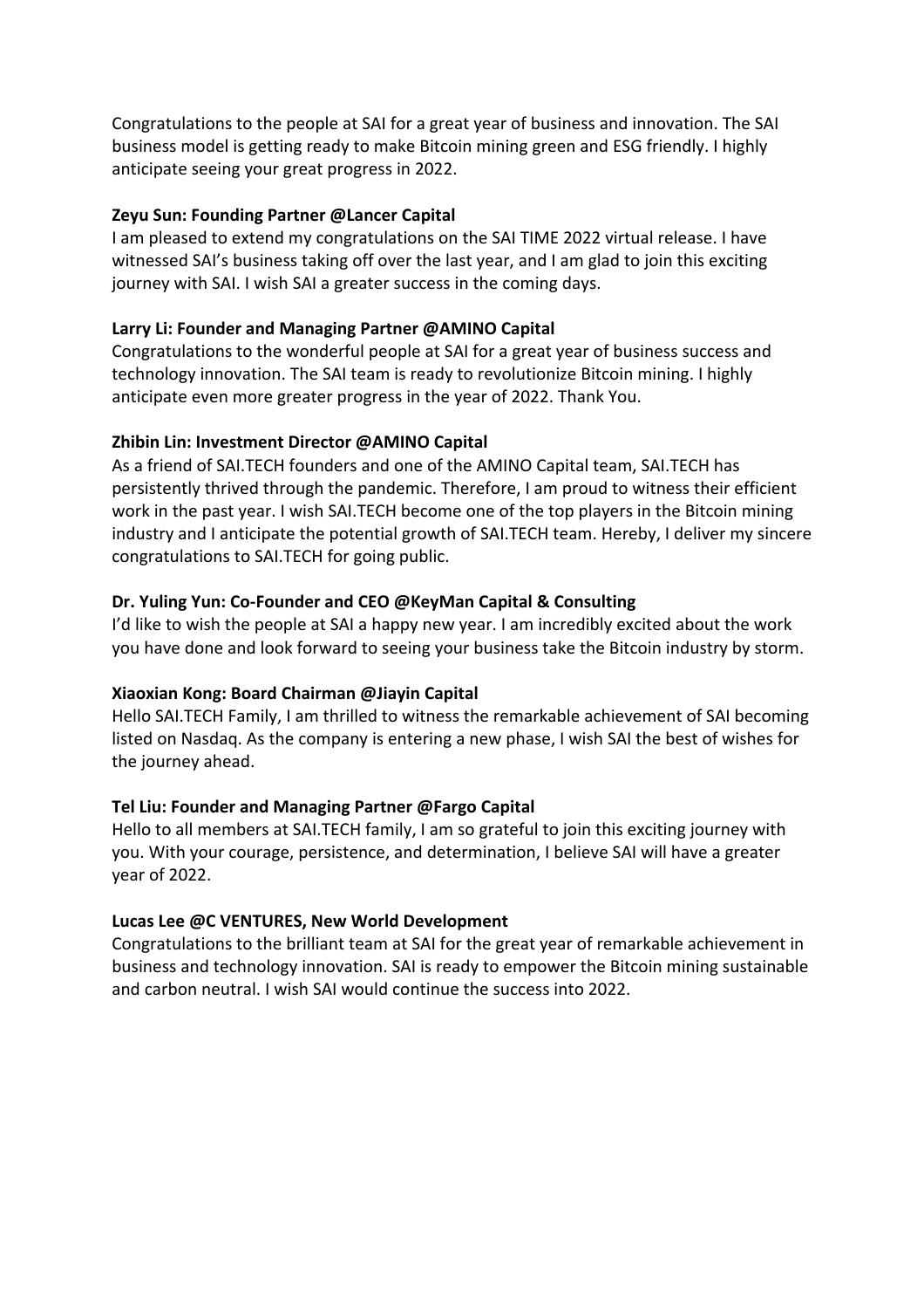Congratulations to the people at SAI for a great year of business and innovation. The SAI business model is getting ready to make Bitcoin mining green and ESG friendly. I highly anticipate seeing your great progress in 2022.

**Zeyu Sun: Founding Partner @Lancer Capital**
I am pleased to extend my congratulations on the SAI TIME 2022 virtual release. I have witnessed SAI's business taking off over the last year, and I am glad to join this exciting journey with SAI. I wish SAI a greater success in the coming days.

**Larry Li: Founder and Managing Partner @AMINO Capital**
Congratulations to the wonderful people at SAI for a great year of business success and technology innovation. The SAI team is ready to revolutionize Bitcoin mining. I highly anticipate even more greater progress in the year of 2022. Thank You.

**Zhibin Lin: Investment Director @AMINO Capital**
As a friend of SAI.TECH founders and one of the AMINO Capital team, SAI.TECH has persistently thrived through the pandemic. Therefore, I am proud to witness their efficient work in the past year. I wish SAI.TECH become one of the top players in the Bitcoin mining industry and I anticipate the potential growth of SAI.TECH team. Hereby, I deliver my sincere congratulations to SAI.TECH for going public.

**Dr. Yuling Yun: Co-Founder and CEO @KeyMan Capital & Consulting**
I'd like to wish the people at SAI a happy new year. I am incredibly excited about the work you have done and look forward to seeing your business take the Bitcoin industry by storm.

**Xiaoxian Kong: Board Chairman @Jiayin Capital**
Hello SAI.TECH Family, I am thrilled to witness the remarkable achievement of SAI becoming listed on Nasdaq. As the company is entering a new phase, I wish SAI the best of wishes for the journey ahead.

**Tel Liu: Founder and Managing Partner @Fargo Capital**
Hello to all members at SAI.TECH family, I am so grateful to join this exciting journey with you. With your courage, persistence, and determination, I believe SAI will have a greater year of 2022.

**Lucas Lee @C VENTURES, New World Development**
Congratulations to the brilliant team at SAI for the great year of remarkable achievement in business and technology innovation. SAI is ready to empower the Bitcoin mining sustainable and carbon neutral. I wish SAI would continue the success into 2022.